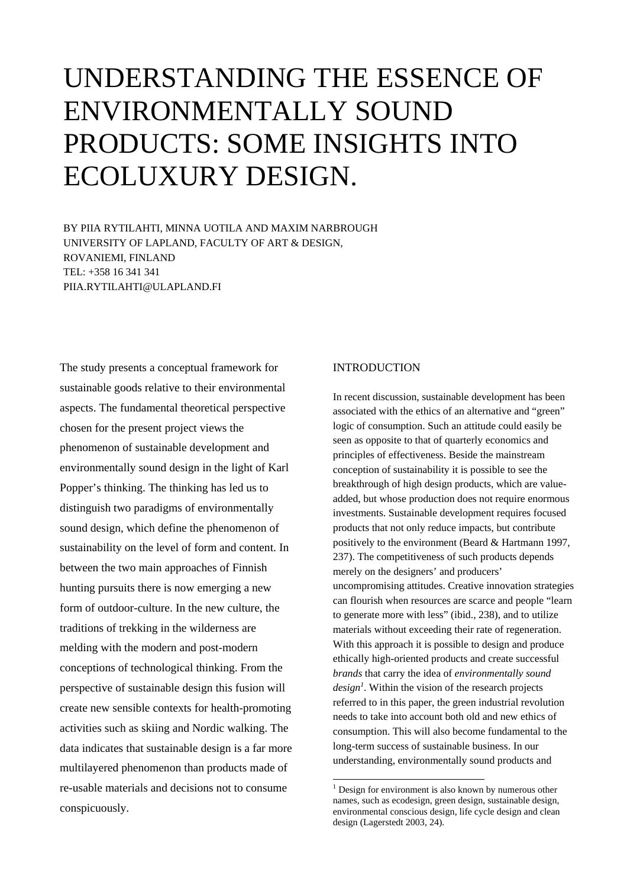# UNDERSTANDING THE ESSENCE OF ENVIRONMENTALLY SOUND PRODUCTS: SOME INSIGHTS INTO ECOLUXURY DESIGN.

BY PIIA RYTILAHTI, MINNA UOTILA AND MAXIM NARBROUGH
UNIVERSITY OF LAPLAND, FACULTY OF ART & DESIGN,
ROVANIEMI, FINLAND
TEL: +358 16 341 341
PIIA.RYTILAHTI@ULAPLAND.FI

The study presents a conceptual framework for sustainable goods relative to their environmental aspects. The fundamental theoretical perspective chosen for the present project views the phenomenon of sustainable development and environmentally sound design in the light of Karl Popper's thinking. The thinking has led us to distinguish two paradigms of environmentally sound design, which define the phenomenon of sustainability on the level of form and content. In between the two main approaches of Finnish hunting pursuits there is now emerging a new form of outdoor-culture. In the new culture, the traditions of trekking in the wilderness are melding with the modern and post-modern conceptions of technological thinking. From the perspective of sustainable design this fusion will create new sensible contexts for health-promoting activities such as skiing and Nordic walking. The data indicates that sustainable design is a far more multilayered phenomenon than products made of re-usable materials and decisions not to consume conspicuously.

## INTRODUCTION

In recent discussion, sustainable development has been associated with the ethics of an alternative and "green" logic of consumption. Such an attitude could easily be seen as opposite to that of quarterly economics and principles of effectiveness. Beside the mainstream conception of sustainability it is possible to see the breakthrough of high design products, which are value-added, but whose production does not require enormous investments. Sustainable development requires focused products that not only reduce impacts, but contribute positively to the environment (Beard & Hartmann 1997, 237). The competitiveness of such products depends merely on the designers' and producers' uncompromising attitudes. Creative innovation strategies can flourish when resources are scarce and people "learn to generate more with less" (ibid., 238), and to utilize materials without exceeding their rate of regeneration. With this approach it is possible to design and produce ethically high-oriented products and create successful *brands* that carry the idea of *environmentally sound design*[1]. Within the vision of the research projects referred to in this paper, the green industrial revolution needs to take into account both old and new ethics of consumption. This will also become fundamental to the long-term success of sustainable business. In our understanding, environmentally sound products and

[1] Design for environment is also known by numerous other names, such as ecodesign, green design, sustainable design, environmental conscious design, life cycle design and clean design (Lagerstedt 2003, 24).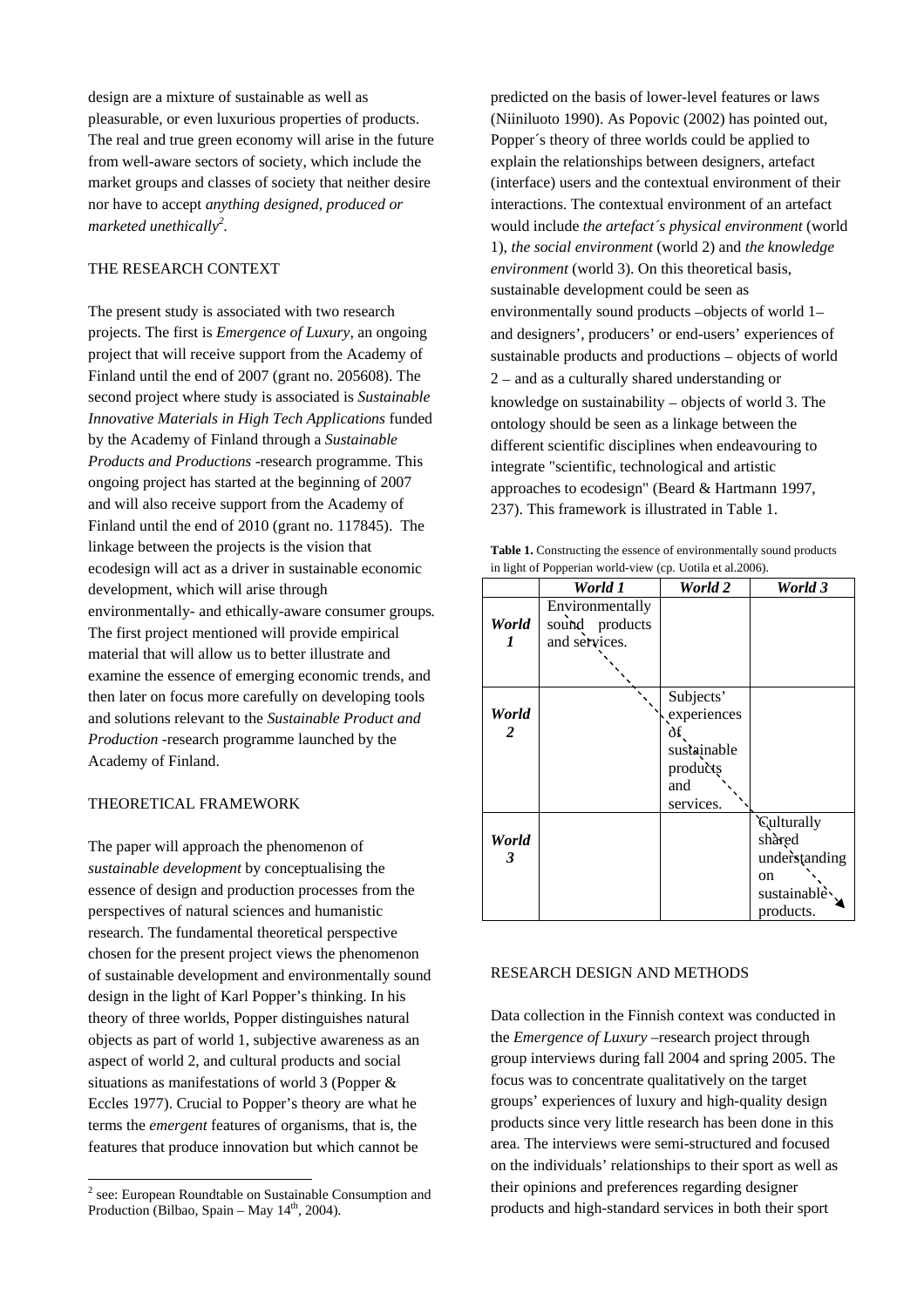design are a mixture of sustainable as well as pleasurable, or even luxurious properties of products. The real and true green economy will arise in the future from well-aware sectors of society, which include the market groups and classes of society that neither desire nor have to accept *anything designed, produced or marketed unethically*[2].

## THE RESEARCH CONTEXT

The present study is associated with two research projects. The first is *Emergence of Luxury*, an ongoing project that will receive support from the Academy of Finland until the end of 2007 (grant no. 205608). The second project where study is associated is *Sustainable Innovative Materials in High Tech Applications* funded by the Academy of Finland through a *Sustainable Products and Productions* -research programme. This ongoing project has started at the beginning of 2007 and will also receive support from the Academy of Finland until the end of 2010 (grant no. 117845). The linkage between the projects is the vision that ecodesign will act as a driver in sustainable economic development, which will arise through environmentally- and ethically-aware consumer groups. The first project mentioned will provide empirical material that will allow us to better illustrate and examine the essence of emerging economic trends, and then later on focus more carefully on developing tools and solutions relevant to the *Sustainable Product and Production* -research programme launched by the Academy of Finland.

## THEORETICAL FRAMEWORK

The paper will approach the phenomenon of *sustainable development* by conceptualising the essence of design and production processes from the perspectives of natural sciences and humanistic research. The fundamental theoretical perspective chosen for the present project views the phenomenon of sustainable development and environmentally sound design in the light of Karl Popper's thinking. In his theory of three worlds, Popper distinguishes natural objects as part of world 1, subjective awareness as an aspect of world 2, and cultural products and social situations as manifestations of world 3 (Popper & Eccles 1977). Crucial to Popper's theory are what he terms the *emergent* features of organisms, that is, the features that produce innovation but which cannot be predicted on the basis of lower-level features or laws (Niiniluoto 1990). As Popovic (2002) has pointed out, Popper´s theory of three worlds could be applied to explain the relationships between designers, artefact (interface) users and the contextual environment of their interactions. The contextual environment of an artefact would include *the artefact´s physical environment* (world 1), *the social environment* (world 2) and *the knowledge environment* (world 3). On this theoretical basis, sustainable development could be seen as environmentally sound products –objects of world 1– and designers', producers' or end-users' experiences of sustainable products and productions – objects of world 2 – and as a culturally shared understanding or knowledge on sustainability – objects of world 3. The ontology should be seen as a linkage between the different scientific disciplines when endeavouring to integrate "scientific, technological and artistic approaches to ecodesign" (Beard & Hartmann 1997, 237). This framework is illustrated in Table 1.

**Table 1.** Constructing the essence of environmentally sound products in light of Popperian world-view (cp. Uotila et al.2006).

| | ***World 1*** | ***World 2*** | ***World 3*** |
|---|---|---|---|
| ***World 1*** | Environmentally sound products and services. | | |
| ***World 2*** | | Subjects' experiences of sustainable products and services. | |
| ***World 3*** | | | Culturally shared understanding on sustainable products. |

## RESEARCH DESIGN AND METHODS

Data collection in the Finnish context was conducted in the *Emergence of Luxury* –research project through group interviews during fall 2004 and spring 2005. The focus was to concentrate qualitatively on the target groups' experiences of luxury and high-quality design products since very little research has been done in this area. The interviews were semi-structured and focused on the individuals' relationships to their sport as well as their opinions and preferences regarding designer products and high-standard services in both their sport

[2] see: European Roundtable on Sustainable Consumption and Production (Bilbao, Spain – May 14th, 2004).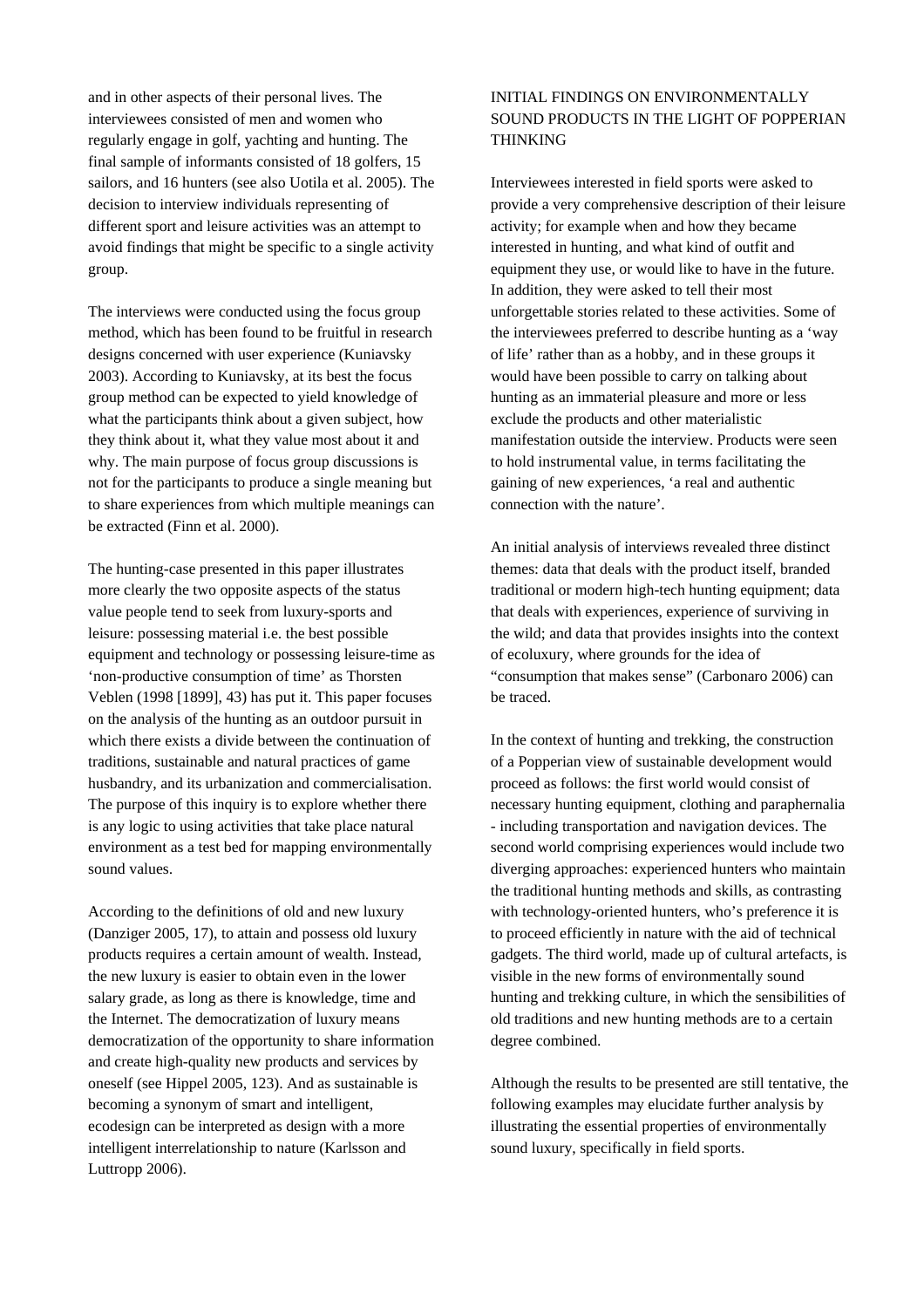and in other aspects of their personal lives. The interviewees consisted of men and women who regularly engage in golf, yachting and hunting. The final sample of informants consisted of 18 golfers, 15 sailors, and 16 hunters (see also Uotila et al. 2005). The decision to interview individuals representing of different sport and leisure activities was an attempt to avoid findings that might be specific to a single activity group.

The interviews were conducted using the focus group method, which has been found to be fruitful in research designs concerned with user experience (Kuniavsky 2003). According to Kuniavsky, at its best the focus group method can be expected to yield knowledge of what the participants think about a given subject, how they think about it, what they value most about it and why. The main purpose of focus group discussions is not for the participants to produce a single meaning but to share experiences from which multiple meanings can be extracted (Finn et al. 2000).

The hunting-case presented in this paper illustrates more clearly the two opposite aspects of the status value people tend to seek from luxury-sports and leisure: possessing material i.e. the best possible equipment and technology or possessing leisure-time as 'non-productive consumption of time' as Thorsten Veblen (1998 [1899], 43) has put it. This paper focuses on the analysis of the hunting as an outdoor pursuit in which there exists a divide between the continuation of traditions, sustainable and natural practices of game husbandry, and its urbanization and commercialisation. The purpose of this inquiry is to explore whether there is any logic to using activities that take place natural environment as a test bed for mapping environmentally sound values.

According to the definitions of old and new luxury (Danziger 2005, 17), to attain and possess old luxury products requires a certain amount of wealth. Instead, the new luxury is easier to obtain even in the lower salary grade, as long as there is knowledge, time and the Internet. The democratization of luxury means democratization of the opportunity to share information and create high-quality new products and services by oneself (see Hippel 2005, 123). And as sustainable is becoming a synonym of smart and intelligent, ecodesign can be interpreted as design with a more intelligent interrelationship to nature (Karlsson and Luttropp 2006).

## INITIAL FINDINGS ON ENVIRONMENTALLY SOUND PRODUCTS IN THE LIGHT OF POPPERIAN THINKING

Interviewees interested in field sports were asked to provide a very comprehensive description of their leisure activity; for example when and how they became interested in hunting, and what kind of outfit and equipment they use, or would like to have in the future. In addition, they were asked to tell their most unforgettable stories related to these activities. Some of the interviewees preferred to describe hunting as a 'way of life' rather than as a hobby, and in these groups it would have been possible to carry on talking about hunting as an immaterial pleasure and more or less exclude the products and other materialistic manifestation outside the interview. Products were seen to hold instrumental value, in terms facilitating the gaining of new experiences, 'a real and authentic connection with the nature'.

An initial analysis of interviews revealed three distinct themes: data that deals with the product itself, branded traditional or modern high-tech hunting equipment; data that deals with experiences, experience of surviving in the wild; and data that provides insights into the context of ecoluxury, where grounds for the idea of "consumption that makes sense" (Carbonaro 2006) can be traced.

In the context of hunting and trekking, the construction of a Popperian view of sustainable development would proceed as follows: the first world would consist of necessary hunting equipment, clothing and paraphernalia - including transportation and navigation devices. The second world comprising experiences would include two diverging approaches: experienced hunters who maintain the traditional hunting methods and skills, as contrasting with technology-oriented hunters, who's preference it is to proceed efficiently in nature with the aid of technical gadgets. The third world, made up of cultural artefacts, is visible in the new forms of environmentally sound hunting and trekking culture, in which the sensibilities of old traditions and new hunting methods are to a certain degree combined.

Although the results to be presented are still tentative, the following examples may elucidate further analysis by illustrating the essential properties of environmentally sound luxury, specifically in field sports.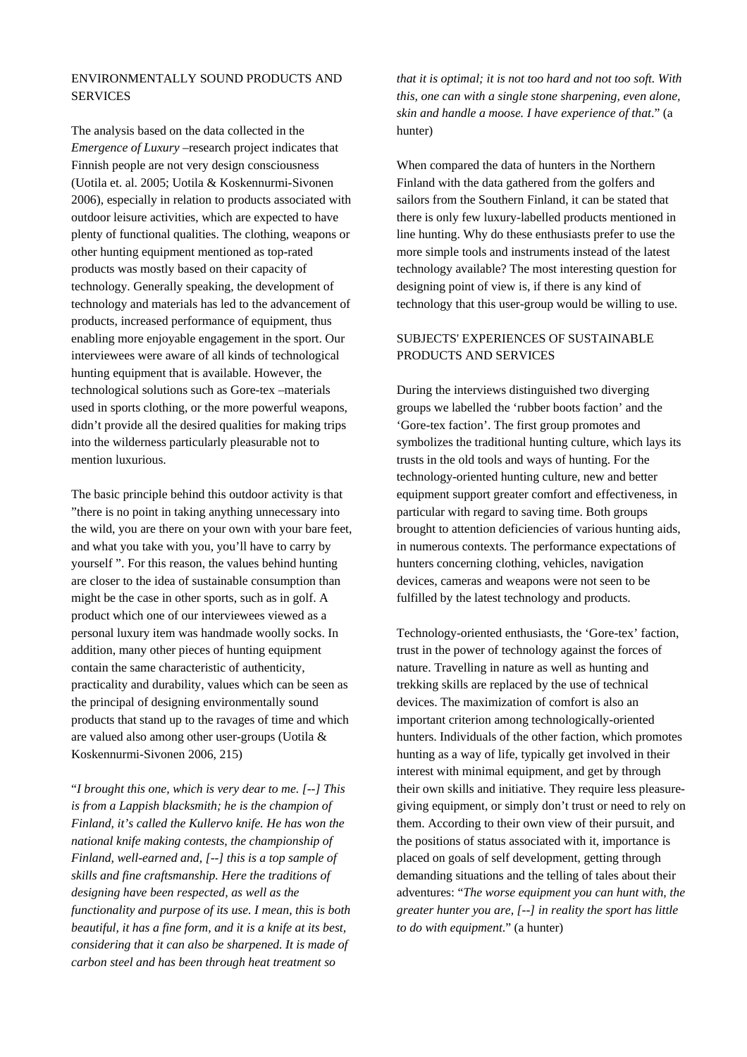## ENVIRONMENTALLY SOUND PRODUCTS AND SERVICES

The analysis based on the data collected in the *Emergence of Luxury* –research project indicates that Finnish people are not very design consciousness (Uotila et. al. 2005; Uotila & Koskennurmi-Sivonen 2006), especially in relation to products associated with outdoor leisure activities, which are expected to have plenty of functional qualities. The clothing, weapons or other hunting equipment mentioned as top-rated products was mostly based on their capacity of technology. Generally speaking, the development of technology and materials has led to the advancement of products, increased performance of equipment, thus enabling more enjoyable engagement in the sport. Our interviewees were aware of all kinds of technological hunting equipment that is available. However, the technological solutions such as Gore-tex –materials used in sports clothing, or the more powerful weapons, didn't provide all the desired qualities for making trips into the wilderness particularly pleasurable not to mention luxurious.

The basic principle behind this outdoor activity is that "there is no point in taking anything unnecessary into the wild, you are there on your own with your bare feet, and what you take with you, you'll have to carry by yourself ". For this reason, the values behind hunting are closer to the idea of sustainable consumption than might be the case in other sports, such as in golf. A product which one of our interviewees viewed as a personal luxury item was handmade woolly socks. In addition, many other pieces of hunting equipment contain the same characteristic of authenticity, practicality and durability, values which can be seen as the principal of designing environmentally sound products that stand up to the ravages of time and which are valued also among other user-groups (Uotila & Koskennurmi-Sivonen 2006, 215)

"*I brought this one, which is very dear to me. [--] This is from a Lappish blacksmith; he is the champion of Finland, it's called the Kullervo knife. He has won the national knife making contests, the championship of Finland, well-earned and, [--] this is a top sample of skills and fine craftsmanship. Here the traditions of designing have been respected, as well as the functionality and purpose of its use. I mean, this is both beautiful, it has a fine form, and it is a knife at its best, considering that it can also be sharpened. It is made of carbon steel and has been through heat treatment so that it is optimal; it is not too hard and not too soft. With this, one can with a single stone sharpening, even alone, skin and handle a moose. I have experience of that*." (a hunter)

When compared the data of hunters in the Northern Finland with the data gathered from the golfers and sailors from the Southern Finland, it can be stated that there is only few luxury-labelled products mentioned in line hunting. Why do these enthusiasts prefer to use the more simple tools and instruments instead of the latest technology available? The most interesting question for designing point of view is, if there is any kind of technology that this user-group would be willing to use.

## SUBJECTS' EXPERIENCES OF SUSTAINABLE PRODUCTS AND SERVICES

During the interviews distinguished two diverging groups we labelled the 'rubber boots faction' and the 'Gore-tex faction'. The first group promotes and symbolizes the traditional hunting culture, which lays its trusts in the old tools and ways of hunting. For the technology-oriented hunting culture, new and better equipment support greater comfort and effectiveness, in particular with regard to saving time. Both groups brought to attention deficiencies of various hunting aids, in numerous contexts. The performance expectations of hunters concerning clothing, vehicles, navigation devices, cameras and weapons were not seen to be fulfilled by the latest technology and products.

Technology-oriented enthusiasts, the 'Gore-tex' faction, trust in the power of technology against the forces of nature. Travelling in nature as well as hunting and trekking skills are replaced by the use of technical devices. The maximization of comfort is also an important criterion among technologically-oriented hunters. Individuals of the other faction, which promotes hunting as a way of life, typically get involved in their interest with minimal equipment, and get by through their own skills and initiative. They require less pleasure-giving equipment, or simply don't trust or need to rely on them. According to their own view of their pursuit, and the positions of status associated with it, importance is placed on goals of self development, getting through demanding situations and the telling of tales about their adventures: "*The worse equipment you can hunt with, the greater hunter you are, [--] in reality the sport has little to do with equipment*." (a hunter)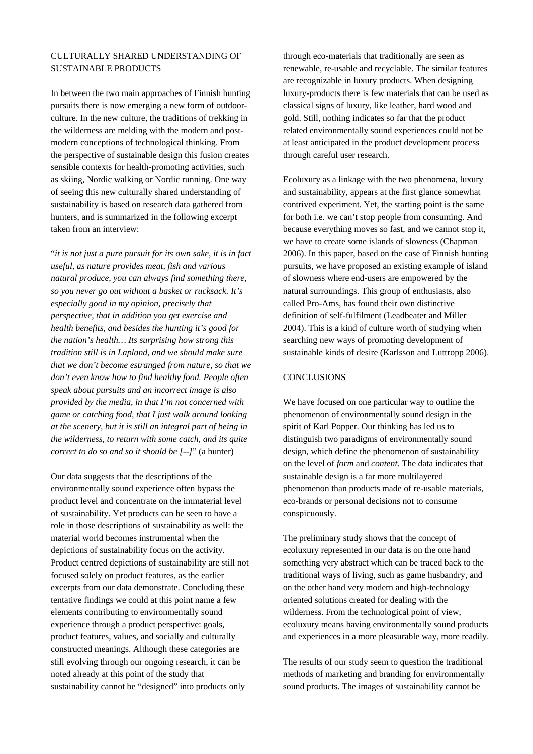## CULTURALLY SHARED UNDERSTANDING OF SUSTAINABLE PRODUCTS

In between the two main approaches of Finnish hunting pursuits there is now emerging a new form of outdoor-culture. In the new culture, the traditions of trekking in the wilderness are melding with the modern and post-modern conceptions of technological thinking. From the perspective of sustainable design this fusion creates sensible contexts for health-promoting activities, such as skiing, Nordic walking or Nordic running. One way of seeing this new culturally shared understanding of sustainability is based on research data gathered from hunters, and is summarized in the following excerpt taken from an interview:

"*it is not just a pure pursuit for its own sake, it is in fact useful, as nature provides meat, fish and various natural produce, you can always find something there, so you never go out without a basket or rucksack. It's especially good in my opinion, precisely that perspective, that in addition you get exercise and health benefits, and besides the hunting it's good for the nation's health… Its surprising how strong this tradition still is in Lapland, and we should make sure that we don't become estranged from nature, so that we don't even know how to find healthy food. People often speak about pursuits and an incorrect image is also provided by the media, in that I'm not concerned with game or catching food, that I just walk around looking at the scenery, but it is still an integral part of being in the wilderness, to return with some catch, and its quite correct to do so and so it should be [--]*" (a hunter)

Our data suggests that the descriptions of the environmentally sound experience often bypass the product level and concentrate on the immaterial level of sustainability. Yet products can be seen to have a role in those descriptions of sustainability as well: the material world becomes instrumental when the depictions of sustainability focus on the activity. Product centred depictions of sustainability are still not focused solely on product features, as the earlier excerpts from our data demonstrate. Concluding these tentative findings we could at this point name a few elements contributing to environmentally sound experience through a product perspective: goals, product features, values, and socially and culturally constructed meanings. Although these categories are still evolving through our ongoing research, it can be noted already at this point of the study that sustainability cannot be "designed" into products only through eco-materials that traditionally are seen as renewable, re-usable and recyclable. The similar features are recognizable in luxury products. When designing luxury-products there is few materials that can be used as classical signs of luxury, like leather, hard wood and gold. Still, nothing indicates so far that the product related environmentally sound experiences could not be at least anticipated in the product development process through careful user research.

Ecoluxury as a linkage with the two phenomena, luxury and sustainability, appears at the first glance somewhat contrived experiment. Yet, the starting point is the same for both i.e. we can't stop people from consuming. And because everything moves so fast, and we cannot stop it, we have to create some islands of slowness (Chapman 2006). In this paper, based on the case of Finnish hunting pursuits, we have proposed an existing example of island of slowness where end-users are empowered by the natural surroundings. This group of enthusiasts, also called Pro-Ams, has found their own distinctive definition of self-fulfilment (Leadbeater and Miller 2004). This is a kind of culture worth of studying when searching new ways of promoting development of sustainable kinds of desire (Karlsson and Luttropp 2006).

## CONCLUSIONS

We have focused on one particular way to outline the phenomenon of environmentally sound design in the spirit of Karl Popper. Our thinking has led us to distinguish two paradigms of environmentally sound design, which define the phenomenon of sustainability on the level of *form* and *content*. The data indicates that sustainable design is a far more multilayered phenomenon than products made of re-usable materials, eco-brands or personal decisions not to consume conspicuously.

The preliminary study shows that the concept of ecoluxury represented in our data is on the one hand something very abstract which can be traced back to the traditional ways of living, such as game husbandry, and on the other hand very modern and high-technology oriented solutions created for dealing with the wilderness. From the technological point of view, ecoluxury means having environmentally sound products and experiences in a more pleasurable way, more readily.

The results of our study seem to question the traditional methods of marketing and branding for environmentally sound products. The images of sustainability cannot be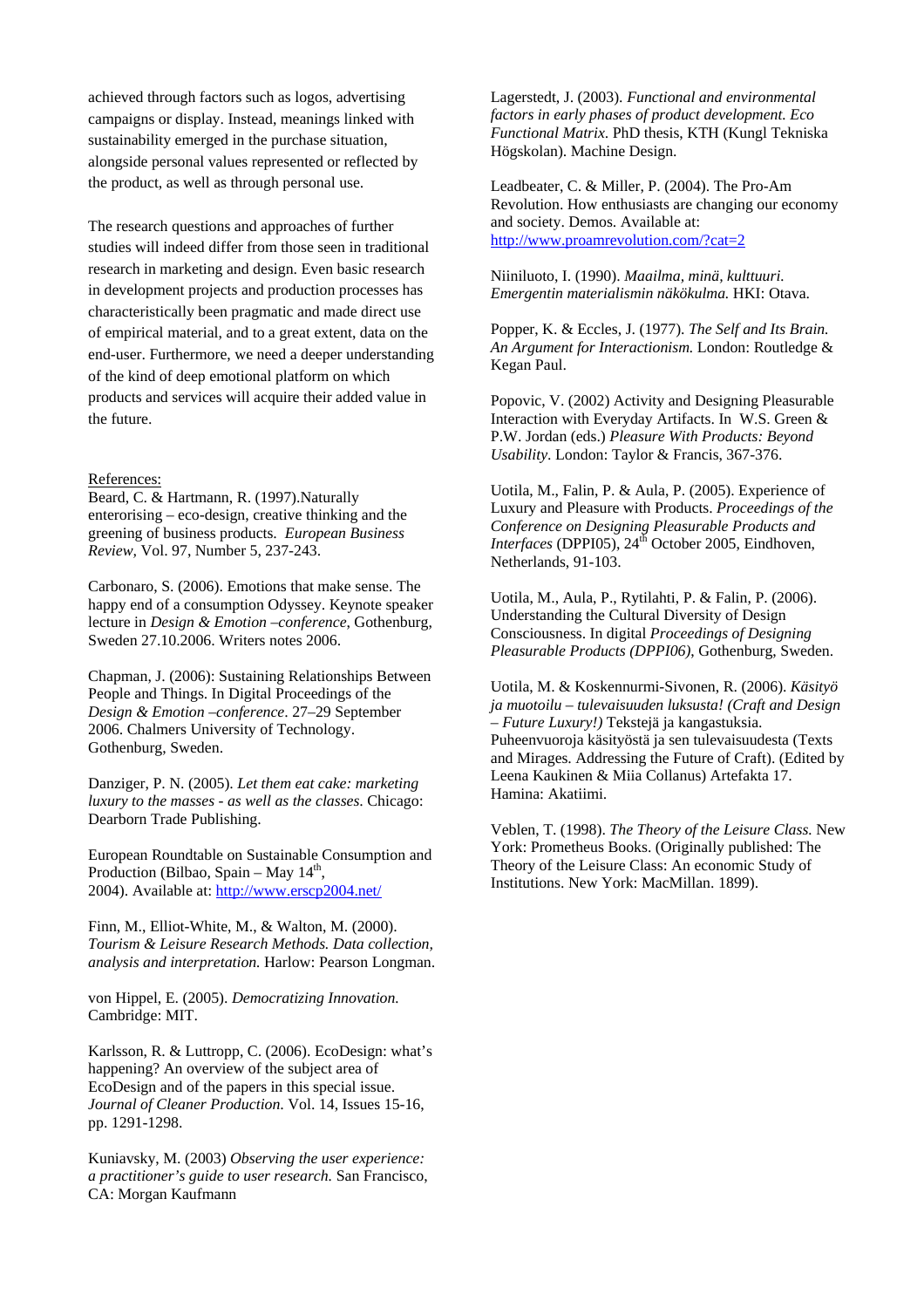achieved through factors such as logos, advertising campaigns or display. Instead, meanings linked with sustainability emerged in the purchase situation, alongside personal values represented or reflected by the product, as well as through personal use.

The research questions and approaches of further studies will indeed differ from those seen in traditional research in marketing and design. Even basic research in development projects and production processes has characteristically been pragmatic and made direct use of empirical material, and to a great extent, data on the end-user. Furthermore, we need a deeper understanding of the kind of deep emotional platform on which products and services will acquire their added value in the future.

References:

Beard, C. & Hartmann, R. (1997).Naturally enterorising – eco-design, creative thinking and the greening of business products. *European Business Review*, Vol. 97, Number 5, 237-243.

Carbonaro, S. (2006). Emotions that make sense. The happy end of a consumption Odyssey. Keynote speaker lecture in *Design & Emotion –conference*, Gothenburg, Sweden 27.10.2006. Writers notes 2006.

Chapman, J. (2006): Sustaining Relationships Between People and Things. In Digital Proceedings of the *Design & Emotion –conference*. 27–29 September 2006. Chalmers University of Technology. Gothenburg, Sweden.

Danziger, P. N. (2005). *Let them eat cake: marketing luxury to the masses - as well as the classes*. Chicago: Dearborn Trade Publishing.

European Roundtable on Sustainable Consumption and Production (Bilbao, Spain – May 14th, 2004). Available at: http://www.erscp2004.net/

Finn, M., Elliot-White, M., & Walton, M. (2000). *Tourism & Leisure Research Methods. Data collection, analysis and interpretation.* Harlow: Pearson Longman.

von Hippel, E. (2005). *Democratizing Innovation.* Cambridge: MIT.

Karlsson, R. & Luttropp, C. (2006). EcoDesign: what's happening? An overview of the subject area of EcoDesign and of the papers in this special issue. *Journal of Cleaner Production.* Vol. 14, Issues 15-16, pp. 1291-1298.

Kuniavsky, M. (2003) *Observing the user experience: a practitioner's guide to user research.* San Francisco, CA: Morgan Kaufmann

Lagerstedt, J. (2003). *Functional and environmental factors in early phases of product development. Eco Functional Matrix*. PhD thesis, KTH (Kungl Tekniska Högskolan). Machine Design.

Leadbeater, C. & Miller, P. (2004). The Pro-Am Revolution. How enthusiasts are changing our economy and society. Demos. Available at: http://www.proamrevolution.com/?cat=2

Niiniluoto, I. (1990). *Maailma, minä, kulttuuri. Emergentin materialismin näkökulma.* HKI: Otava.

Popper, K. & Eccles, J. (1977). *The Self and Its Brain. An Argument for Interactionism.* London: Routledge & Kegan Paul.

Popovic, V. (2002) Activity and Designing Pleasurable Interaction with Everyday Artifacts. In W.S. Green & P.W. Jordan (eds.) *Pleasure With Products: Beyond Usability*. London: Taylor & Francis, 367-376.

Uotila, M., Falin, P. & Aula, P. (2005). Experience of Luxury and Pleasure with Products. *Proceedings of the Conference on Designing Pleasurable Products and Interfaces* (DPPI05), 24th October 2005, Eindhoven, Netherlands, 91-103.

Uotila, M., Aula, P., Rytilahti, P. & Falin, P. (2006). Understanding the Cultural Diversity of Design Consciousness. In digital *Proceedings of Designing Pleasurable Products (DPPI06)*, Gothenburg, Sweden.

Uotila, M. & Koskennurmi-Sivonen, R. (2006). *Käsityö ja muotoilu – tulevaisuuden luksusta! (Craft and Design – Future Luxury!)* Tekstejä ja kangastuksia. Puheenvuoroja käsityöstä ja sen tulevaisuudesta (Texts and Mirages. Addressing the Future of Craft). (Edited by Leena Kaukinen & Miia Collanus) Artefakta 17. Hamina: Akatiimi.

Veblen, T. (1998). *The Theory of the Leisure Class.* New York: Prometheus Books. (Originally published: The Theory of the Leisure Class: An economic Study of Institutions. New York: MacMillan. 1899).